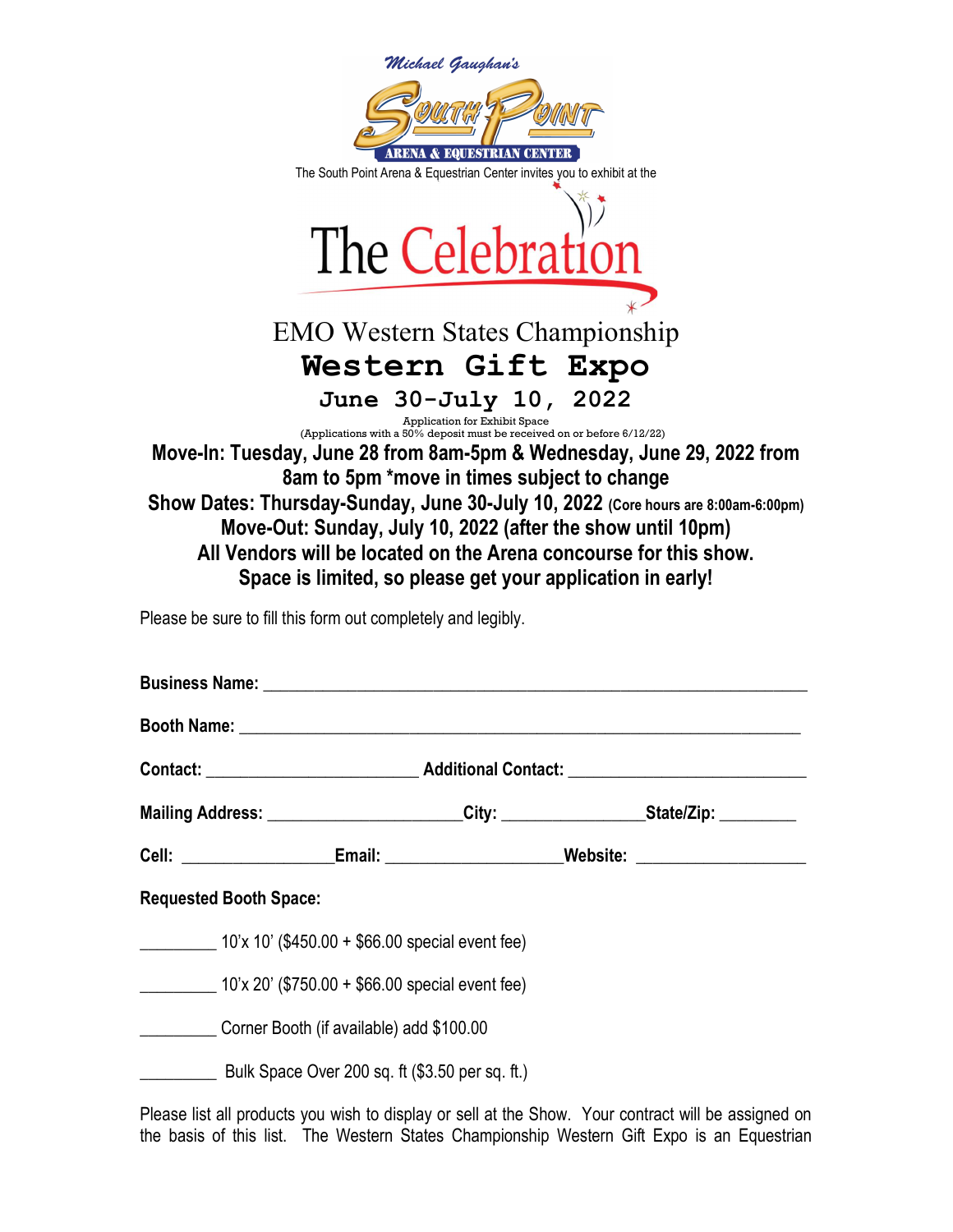Michael Gaughan's

**South Point**

**ARENA & EQUESTRIAN CENTER**

The South Point Arena & Equestrian Center invites you to exhibit at the

# The Celebration

## EMO Western States Championship

# Western Gift Expo

## June 30-July 10, 2022

Application for Exhibit Space
(Applications with a 50% deposit must be received on or before 6/12/22)

**Move-In: Tuesday, June 28 from 8am-5pm & Wednesday, June 29, 2022 from 8am to 5pm \*move in times subject to change**

**Show Dates: Thursday-Sunday, June 30-July 10, 2022 (Core hours are 8:00am-6:00pm)**

**Move-Out: Sunday, July 10, 2022 (after the show until 10pm)**

**All Vendors will be located on the Arena concourse for this show.**

**Space is limited, so please get your application in early!**

Please be sure to fill this form out completely and legibly.

**Business Name:** ____________________________________________________________

**Booth Name:** ______________________________________________________________

**Contact:** ______________________ **Additional Contact:** _________________________

**Mailing Address:** ____________________**City:** ______________**State/Zip:** ________

**Cell:** _______________**Email:** __________________**Website:** __________________

**Requested Booth Space:**

_________ 10'x 10' ($450.00 + $66.00 special event fee)

_________ 10'x 20' ($750.00 + $66.00 special event fee)

_________ Corner Booth (if available) add $100.00

_________ Bulk Space Over 200 sq. ft ($3.50 per sq. ft.)

Please list all products you wish to display or sell at the Show. Your contract will be assigned on the basis of this list. The Western States Championship Western Gift Expo is an Equestrian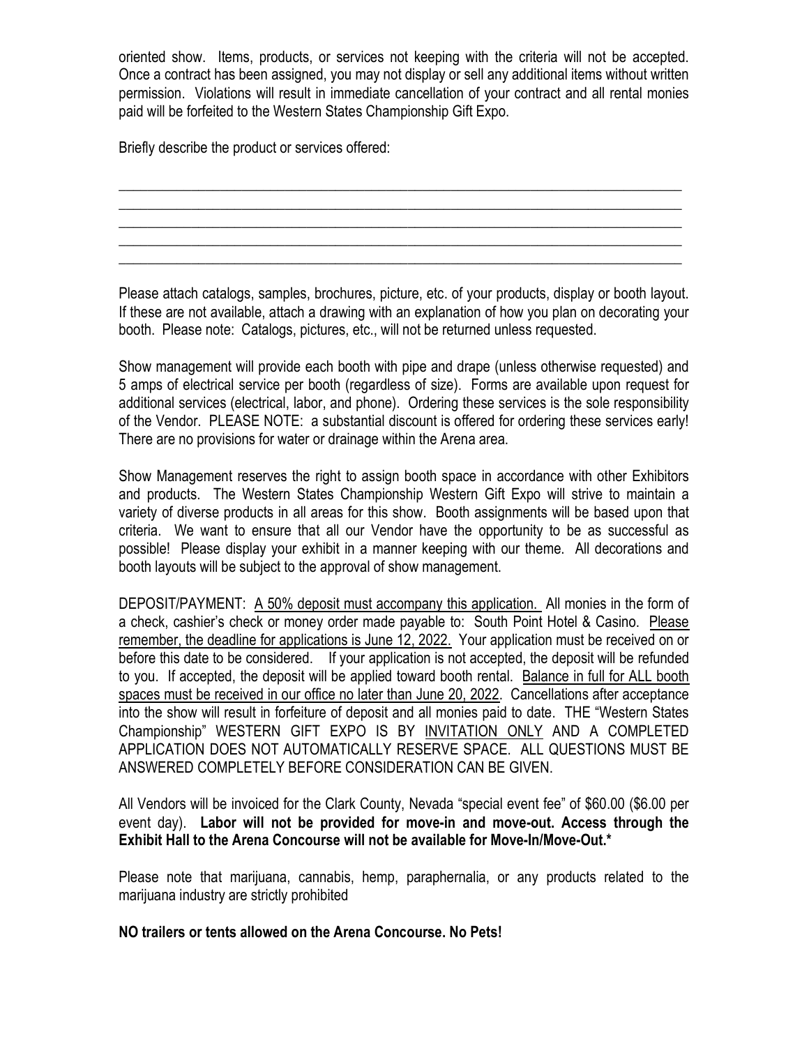oriented show. Items, products, or services not keeping with the criteria will not be accepted. Once a contract has been assigned, you may not display or sell any additional items without written permission. Violations will result in immediate cancellation of your contract and all rental monies paid will be forfeited to the Western States Championship Gift Expo.

Briefly describe the product or services offered:

\_\_\_\_\_\_\_\_\_\_\_\_\_\_\_\_\_\_\_\_\_\_\_\_\_\_\_\_\_\_\_\_\_\_\_\_\_\_\_\_\_\_\_\_\_\_\_\_\_\_\_\_\_\_\_\_\_\_\_\_\_\_\_\_\_\_\_\_\_\_\_\_
\_\_\_\_\_\_\_\_\_\_\_\_\_\_\_\_\_\_\_\_\_\_\_\_\_\_\_\_\_\_\_\_\_\_\_\_\_\_\_\_\_\_\_\_\_\_\_\_\_\_\_\_\_\_\_\_\_\_\_\_\_\_\_\_\_\_\_\_\_\_\_\_
\_\_\_\_\_\_\_\_\_\_\_\_\_\_\_\_\_\_\_\_\_\_\_\_\_\_\_\_\_\_\_\_\_\_\_\_\_\_\_\_\_\_\_\_\_\_\_\_\_\_\_\_\_\_\_\_\_\_\_\_\_\_\_\_\_\_\_\_\_\_\_\_
\_\_\_\_\_\_\_\_\_\_\_\_\_\_\_\_\_\_\_\_\_\_\_\_\_\_\_\_\_\_\_\_\_\_\_\_\_\_\_\_\_\_\_\_\_\_\_\_\_\_\_\_\_\_\_\_\_\_\_\_\_\_\_\_\_\_\_\_\_\_\_\_
\_\_\_\_\_\_\_\_\_\_\_\_\_\_\_\_\_\_\_\_\_\_\_\_\_\_\_\_\_\_\_\_\_\_\_\_\_\_\_\_\_\_\_\_\_\_\_\_\_\_\_\_\_\_\_\_\_\_\_\_\_\_\_\_\_\_\_\_\_\_\_\_

Please attach catalogs, samples, brochures, picture, etc. of your products, display or booth layout. If these are not available, attach a drawing with an explanation of how you plan on decorating your booth. Please note: Catalogs, pictures, etc., will not be returned unless requested.

Show management will provide each booth with pipe and drape (unless otherwise requested) and 5 amps of electrical service per booth (regardless of size). Forms are available upon request for additional services (electrical, labor, and phone). Ordering these services is the sole responsibility of the Vendor. PLEASE NOTE: a substantial discount is offered for ordering these services early! There are no provisions for water or drainage within the Arena area.

Show Management reserves the right to assign booth space in accordance with other Exhibitors and products. The Western States Championship Western Gift Expo will strive to maintain a variety of diverse products in all areas for this show. Booth assignments will be based upon that criteria. We want to ensure that all our Vendor have the opportunity to be as successful as possible! Please display your exhibit in a manner keeping with our theme. All decorations and booth layouts will be subject to the approval of show management.

DEPOSIT/PAYMENT: <u>A 50% deposit must accompany this application.</u> All monies in the form of a check, cashier's check or money order made payable to: South Point Hotel & Casino. <u>Please remember, the deadline for applications is June 12, 2022.</u> Your application must be received on or before this date to be considered. If your application is not accepted, the deposit will be refunded to you. If accepted, the deposit will be applied toward booth rental. <u>Balance in full for ALL booth spaces must be received in our office no later than June 20, 2022</u>. Cancellations after acceptance into the show will result in forfeiture of deposit and all monies paid to date. THE "Western States Championship" WESTERN GIFT EXPO IS BY <u>INVITATION ONLY</u> AND A COMPLETED APPLICATION DOES NOT AUTOMATICALLY RESERVE SPACE. ALL QUESTIONS MUST BE ANSWERED COMPLETELY BEFORE CONSIDERATION CAN BE GIVEN.

All Vendors will be invoiced for the Clark County, Nevada "special event fee" of $60.00 ($6.00 per event day). **Labor will not be provided for move-in and move-out. Access through the Exhibit Hall to the Arena Concourse will not be available for Move-In/Move-Out.***

Please note that marijuana, cannabis, hemp, paraphernalia, or any products related to the marijuana industry are strictly prohibited

**NO trailers or tents allowed on the Arena Concourse. No Pets!**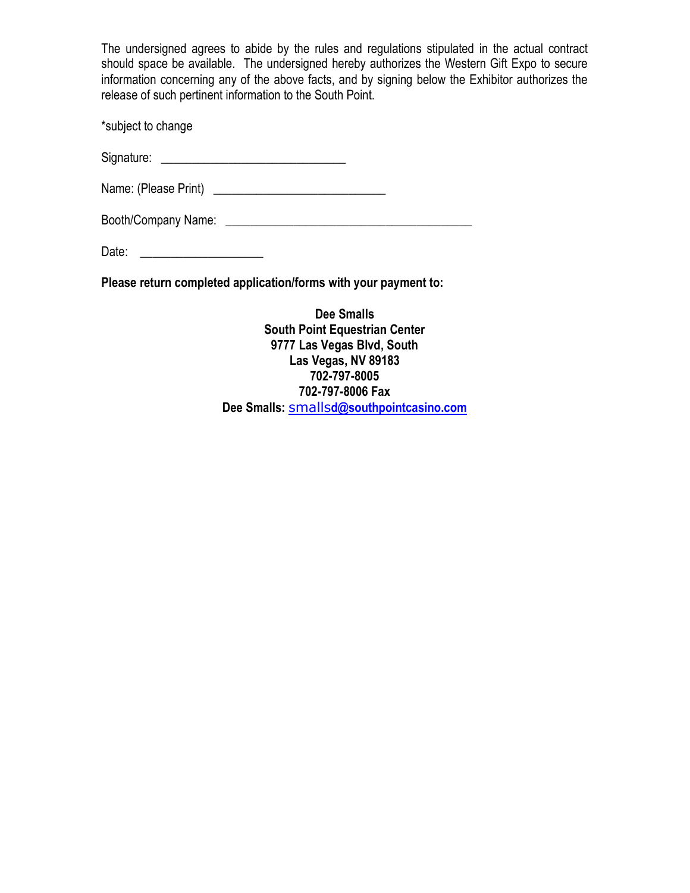The undersigned agrees to abide by the rules and regulations stipulated in the actual contract should space be available. The undersigned hereby authorizes the Western Gift Expo to secure information concerning any of the above facts, and by signing below the Exhibitor authorizes the release of such pertinent information to the South Point.

*subject to change

Signature: _____________________________

Name: (Please Print) ___________________________

Booth/Company Name: _______________________________________

Date: ___________________

**Please return completed application/forms with your payment to:**

**Dee Smalls**
**South Point Equestrian Center**
**9777 Las Vegas Blvd, South**
**Las Vegas, NV 89183**
**702-797-8005**
**702-797-8006 Fax**
**Dee Smalls:** smallsd@southpointcasino.com